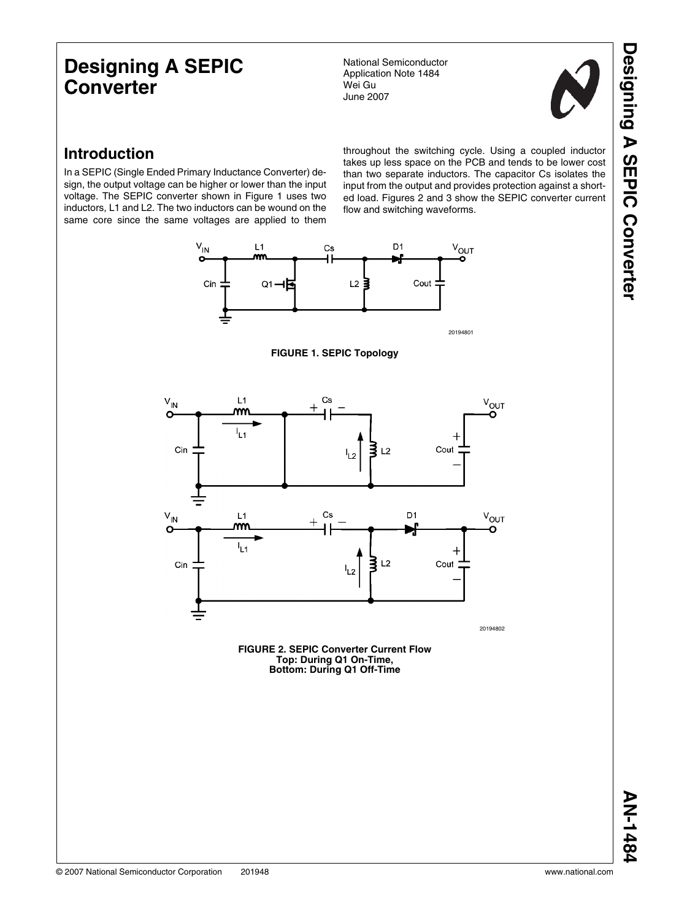# Designing A SEPIC Converter

National Semiconductor
Application Note 1484
Wei Gu
June 2007

## Introduction

In a SEPIC (Single Ended Primary Inductance Converter) design, the output voltage can be higher or lower than the input voltage. The SEPIC converter shown in Figure 1 uses two inductors, L1 and L2. The two inductors can be wound on the same core since the same voltages are applied to them throughout the switching cycle. Using a coupled inductor takes up less space on the PCB and tends to be lower cost than two separate inductors. The capacitor Cs isolates the input from the output and provides protection against a shorted load. Figures 2 and 3 show the SEPIC converter current flow and switching waveforms.

**FIGURE 1. SEPIC Topology**

**FIGURE 2. SEPIC Converter Current Flow**
**Top: During Q1 On-Time,**
**Bottom: During Q1 Off-Time**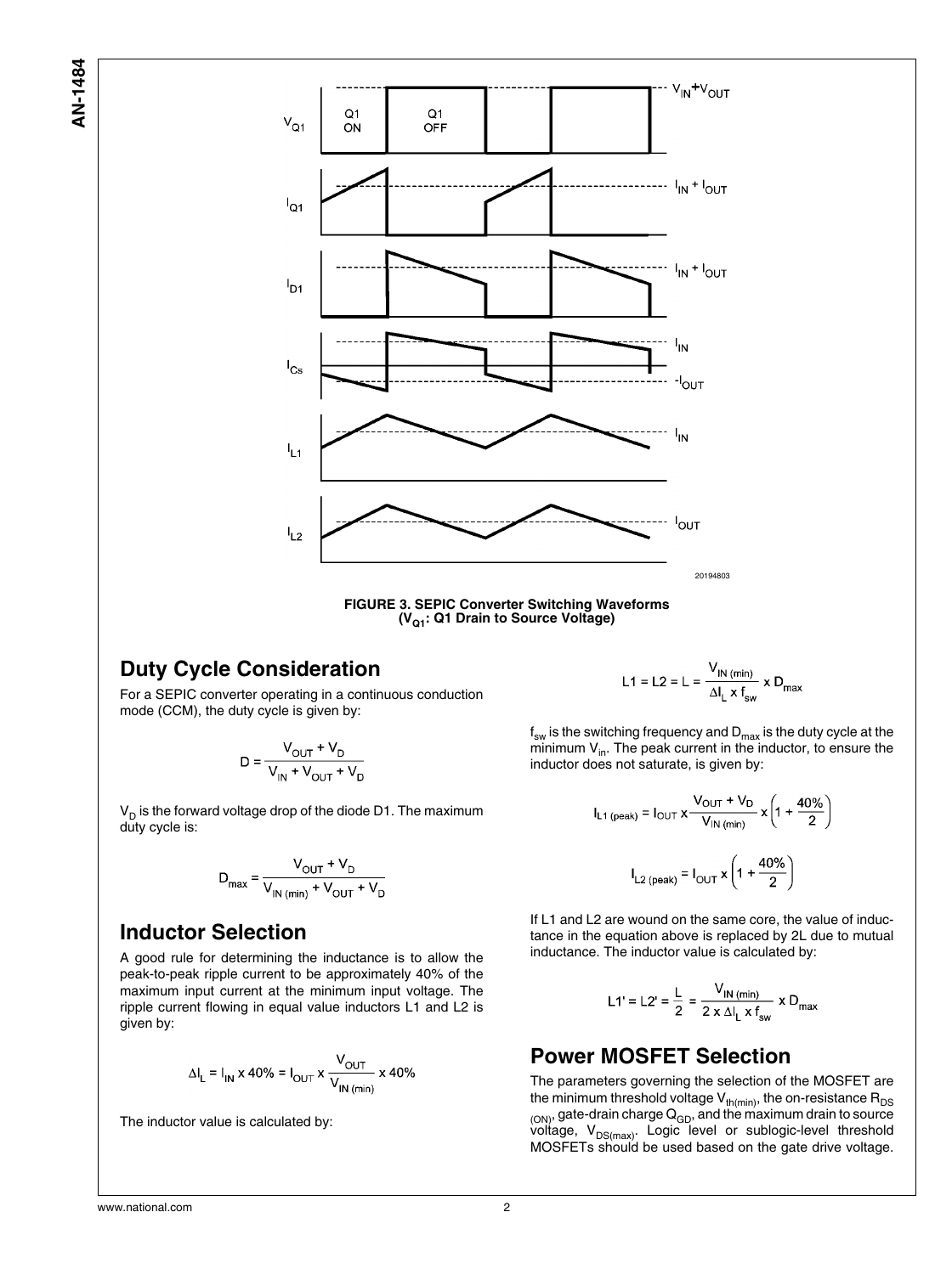FIGURE 3. SEPIC Converter Switching Waveforms ($V_{Q1}$: Q1 Drain to Source Voltage)

## Duty Cycle Consideration

For a SEPIC converter operating in a continuous conduction mode (CCM), the duty cycle is given by:

$$D = \frac{V_{OUT} + V_D}{V_{IN} + V_{OUT} + V_D}$$

$V_D$ is the forward voltage drop of the diode D1. The maximum duty cycle is:

$$D_{max} = \frac{V_{OUT} + V_D}{V_{IN\,(min)} + V_{OUT} + V_D}$$

## Inductor Selection

A good rule for determining the inductance is to allow the peak-to-peak ripple current to be approximately 40% of the maximum input current at the minimum input voltage. The ripple current flowing in equal value inductors L1 and L2 is given by:

$$\Delta I_L = I_{IN} \times 40\% = I_{OUT} \times \frac{V_{OUT}}{V_{IN\,(min)}} \times 40\%$$

The inductor value is calculated by:

$$L1 = L2 = L = \frac{V_{IN\,(min)}}{\Delta I_L \times f_{sw}} \times D_{max}$$

$f_{sw}$ is the switching frequency and $D_{max}$ is the duty cycle at the minimum $V_{in}$. The peak current in the inductor, to ensure the inductor does not saturate, is given by:

$$I_{L1\,(peak)} = I_{OUT} \times \frac{V_{OUT} + V_D}{V_{IN\,(min)}} \times \left(1 + \frac{40\%}{2}\right)$$

$$I_{L2\,(peak)} = I_{OUT} \times \left(1 + \frac{40\%}{2}\right)$$

If L1 and L2 are wound on the same core, the value of inductance in the equation above is replaced by 2L due to mutual inductance. The inductor value is calculated by:

$$L1' = L2' = \frac{L}{2} = \frac{V_{IN\,(min)}}{2 \times \Delta I_L \times f_{sw}} \times D_{max}$$

## Power MOSFET Selection

The parameters governing the selection of the MOSFET are the minimum threshold voltage $V_{th(min)}$, the on-resistance $R_{DS\,(ON)}$, gate-drain charge $Q_{GD}$, and the maximum drain to source voltage, $V_{DS(max)}$. Logic level or sublogic-level threshold MOSFETs should be used based on the gate drive voltage.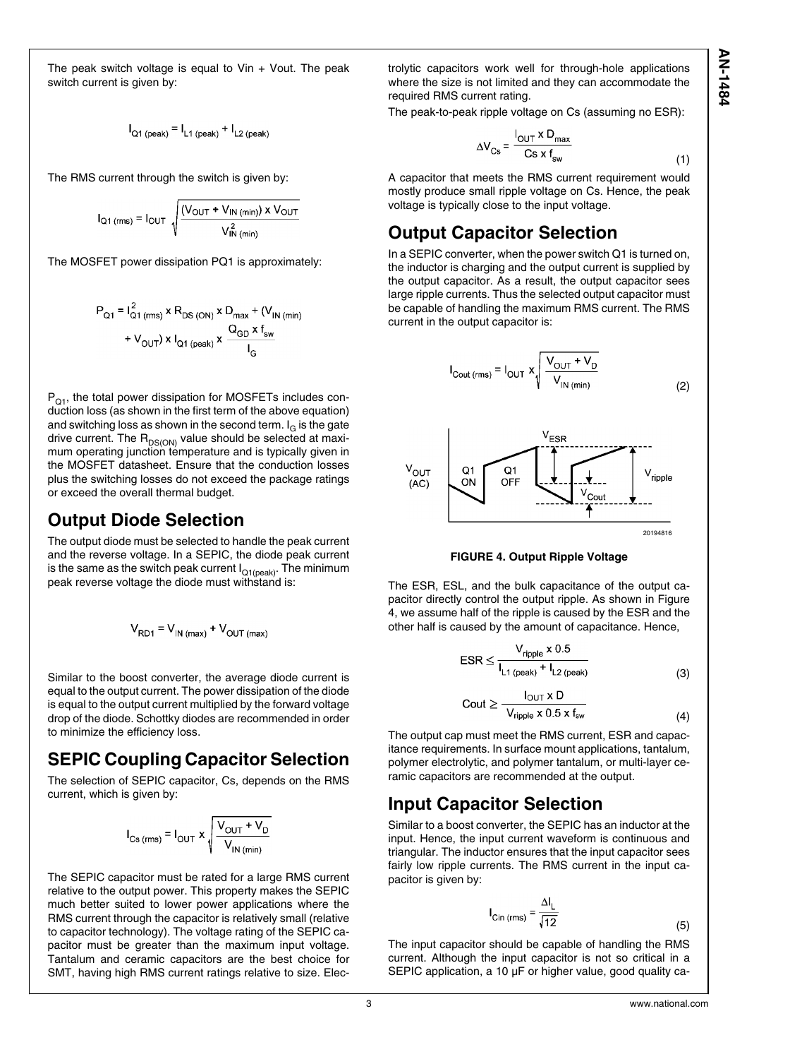The peak switch voltage is equal to Vin + Vout. The peak switch current is given by:

$$I_{Q1\,(peak)} = I_{L1\,(peak)} + I_{L2\,(peak)}$$

The RMS current through the switch is given by:

$$I_{Q1\,(rms)} = I_{OUT}\sqrt{\frac{(V_{OUT} + V_{IN\,(min)}) \times V_{OUT}}{V_{IN\,(min)}^2}}$$

The MOSFET power dissipation PQ1 is approximately:

$$P_{Q1} = I_{Q1\,(rms)}^2 \times R_{DS\,(ON)} \times D_{max} + (V_{IN\,(min)} + V_{OUT}) \times I_{Q1\,(peak)} \times \frac{Q_{GD} \times f_{sw}}{I_G}$$

$P_{Q1}$, the total power dissipation for MOSFETs includes conduction loss (as shown in the first term of the above equation) and switching loss as shown in the second term. $I_G$ is the gate drive current. The $R_{DS(ON)}$ value should be selected at maximum operating junction temperature and is typically given in the MOSFET datasheet. Ensure that the conduction losses plus the switching losses do not exceed the package ratings or exceed the overall thermal budget.

## Output Diode Selection

The output diode must be selected to handle the peak current and the reverse voltage. In a SEPIC, the diode peak current is the same as the switch peak current $I_{Q1(peak)}$. The minimum peak reverse voltage the diode must withstand is:

$$V_{RD1} = V_{IN\,(max)} + V_{OUT\,(max)}$$

Similar to the boost converter, the average diode current is equal to the output current. The power dissipation of the diode is equal to the output current multiplied by the forward voltage drop of the diode. Schottky diodes are recommended in order to minimize the efficiency loss.

## SEPIC Coupling Capacitor Selection

The selection of SEPIC capacitor, Cs, depends on the RMS current, which is given by:

$$I_{Cs\,(rms)} = I_{OUT} \times \sqrt{\frac{V_{OUT} + V_D}{V_{IN\,(min)}}}$$

The SEPIC capacitor must be rated for a large RMS current relative to the output power. This property makes the SEPIC much better suited to lower power applications where the RMS current through the capacitor is relatively small (relative to capacitor technology). The voltage rating of the SEPIC capacitor must be greater than the maximum input voltage. Tantalum and ceramic capacitors are the best choice for SMT, having high RMS current ratings relative to size. Electrolytic capacitors work well for through-hole applications where the size is not limited and they can accommodate the required RMS current rating.

The peak-to-peak ripple voltage on Cs (assuming no ESR):

$$\Delta V_{Cs} = \frac{I_{OUT} \times D_{max}}{Cs \times f_{sw}} \quad (1)$$

A capacitor that meets the RMS current requirement would mostly produce small ripple voltage on Cs. Hence, the peak voltage is typically close to the input voltage.

## Output Capacitor Selection

In a SEPIC converter, when the power switch Q1 is turned on, the inductor is charging and the output current is supplied by the output capacitor. As a result, the output capacitor sees large ripple currents. Thus the selected output capacitor must be capable of handling the maximum RMS current. The RMS current in the output capacitor is:

$$I_{Cout\,(rms)} = I_{OUT} \times \sqrt{\frac{V_{OUT} + V_D}{V_{IN\,(min)}}} \quad (2)$$

**FIGURE 4. Output Ripple Voltage**

The ESR, ESL, and the bulk capacitance of the output capacitor directly control the output ripple. As shown in Figure 4, we assume half of the ripple is caused by the ESR and the other half is caused by the amount of capacitance. Hence,

$$ESR \le \frac{V_{ripple} \times 0.5}{I_{L1\,(peak)} + I_{L2\,(peak)}} \quad (3)$$

$$Cout \ge \frac{I_{OUT} \times D}{V_{ripple} \times 0.5 \times f_{sw}} \quad (4)$$

The output cap must meet the RMS current, ESR and capacitance requirements. In surface mount applications, tantalum, polymer electrolytic, and polymer tantalum, or multi-layer ceramic capacitors are recommended at the output.

## Input Capacitor Selection

Similar to a boost converter, the SEPIC has an inductor at the input. Hence, the input current waveform is continuous and triangular. The inductor ensures that the input capacitor sees fairly low ripple currents. The RMS current in the input capacitor is given by:

$$I_{Cin\,(rms)} = \frac{\Delta I_L}{\sqrt{12}} \quad (5)$$

The input capacitor should be capable of handling the RMS current. Although the input capacitor is not so critical in a SEPIC application, a 10 µF or higher value, good quality ca-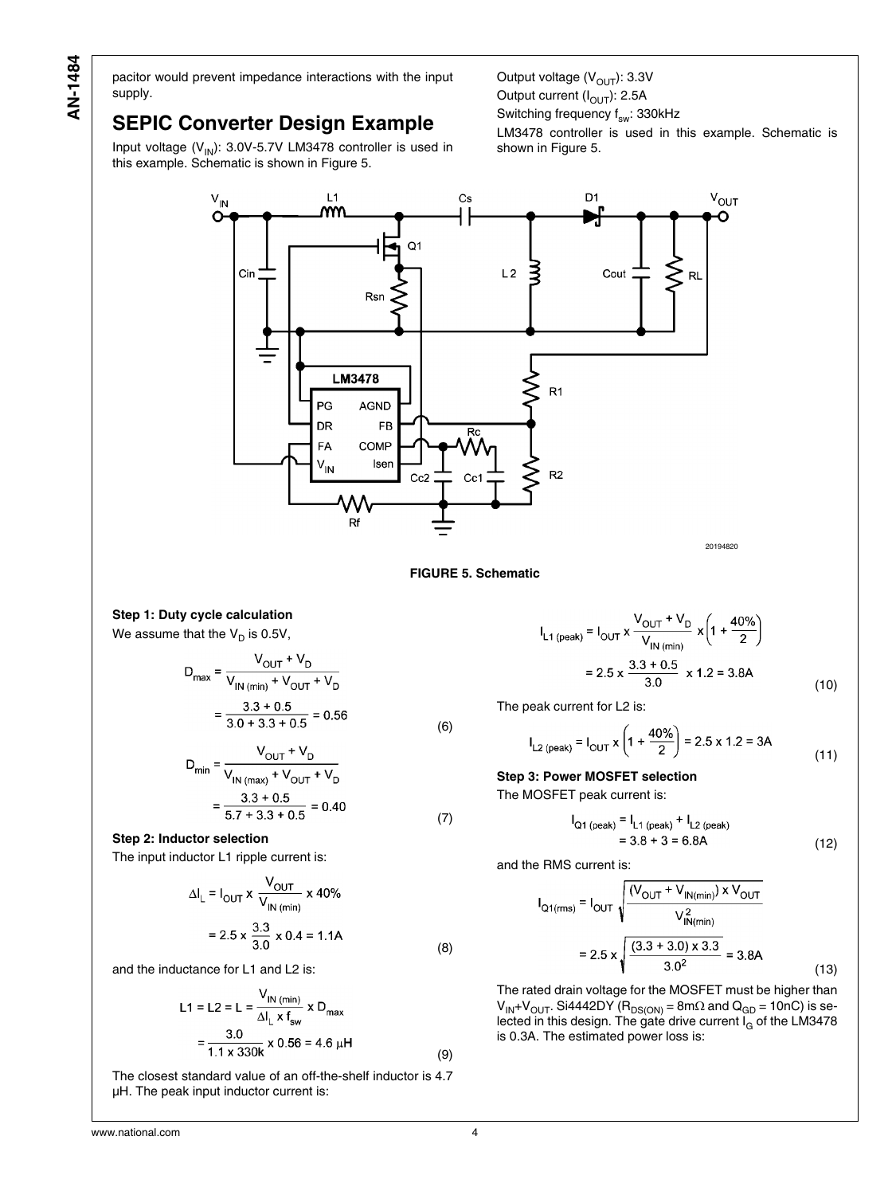pacitor would prevent impedance interactions with the input supply.

## SEPIC Converter Design Example

Input voltage ($V_{IN}$): 3.0V-5.7V LM3478 controller is used in this example. Schematic is shown in Figure 5.

Output voltage ($V_{OUT}$): 3.3V

Output current ($I_{OUT}$): 2.5A

Switching frequency $f_{sw}$: 330kHz

LM3478 controller is used in this example. Schematic is shown in Figure 5.

**FIGURE 5. Schematic**

**Step 1: Duty cycle calculation**

We assume that the $V_D$ is 0.5V,

$$D_{max} = \frac{V_{OUT} + V_D}{V_{IN\,(min)} + V_{OUT} + V_D} = \frac{3.3 + 0.5}{3.0 + 3.3 + 0.5} = 0.56 \quad (6)$$

$$D_{min} = \frac{V_{OUT} + V_D}{V_{IN\,(max)} + V_{OUT} + V_D} = \frac{3.3 + 0.5}{5.7 + 3.3 + 0.5} = 0.40 \quad (7)$$

**Step 2: Inductor selection**

The input inductor L1 ripple current is:

$$\Delta I_L = I_{OUT} \times \frac{V_{OUT}}{V_{IN\,(min)}} \times 40\% = 2.5 \times \frac{3.3}{3.0} \times 0.4 = 1.1\text{A} \quad (8)$$

and the inductance for L1 and L2 is:

$$L1 = L2 = L = \frac{V_{IN\,(min)}}{\Delta I_L \times f_{sw}} \times D_{max} = \frac{3.0}{1.1 \times 330\text{k}} \times 0.56 = 4.6\ \mu\text{H} \quad (9)$$

The closest standard value of an off-the-shelf inductor is 4.7 µH. The peak input inductor current is:

$$I_{L1\,(peak)} = I_{OUT} \times \frac{V_{OUT} + V_D}{V_{IN\,(min)}} \times \left(1 + \frac{40\%}{2}\right) = 2.5 \times \frac{3.3 + 0.5}{3.0} \times 1.2 = 3.8\text{A} \quad (10)$$

The peak current for L2 is:

$$I_{L2\,(peak)} = I_{OUT} \times \left(1 + \frac{40\%}{2}\right) = 2.5 \times 1.2 = 3\text{A} \quad (11)$$

**Step 3: Power MOSFET selection**

The MOSFET peak current is:

$$I_{Q1\,(peak)} = I_{L1\,(peak)} + I_{L2\,(peak)} = 3.8 + 3 = 6.8\text{A} \quad (12)$$

and the RMS current is:

$$I_{Q1(rms)} = I_{OUT}\sqrt{\frac{(V_{OUT} + V_{IN(min)}) \times V_{OUT}}{V_{IN(min)}^2}} = 2.5 \times \sqrt{\frac{(3.3 + 3.0) \times 3.3}{3.0^2}} = 3.8\text{A} \quad (13)$$

The rated drain voltage for the MOSFET must be higher than $V_{IN}+V_{OUT}$. Si4442DY ($R_{DS(ON)}$ = 8mΩ and $Q_{GD}$ = 10nC) is selected in this design. The gate drive current $I_G$ of the LM3478 is 0.3A. The estimated power loss is: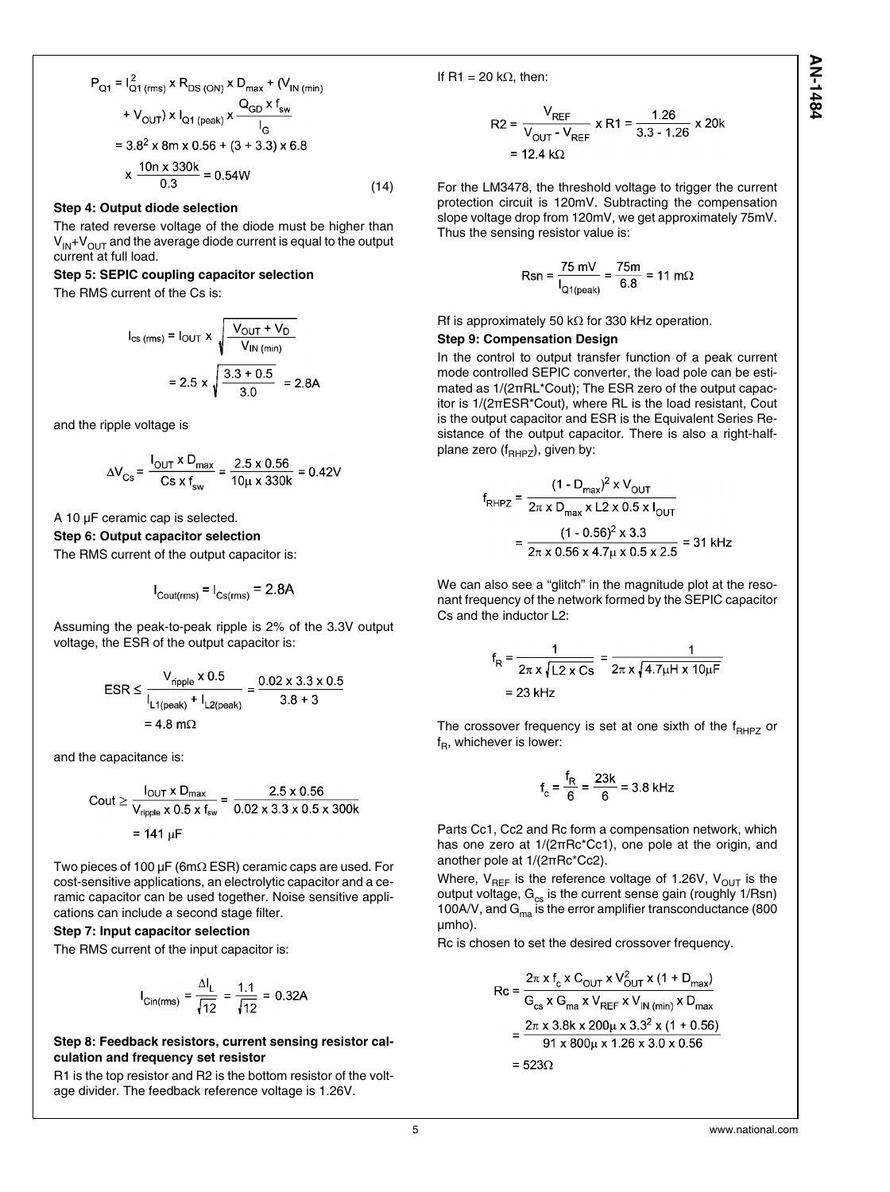$$P_{Q1} = I^2_{Q1\,(rms)} \times R_{DS\,(ON)} \times D_{max} + (V_{IN\,(min)} + V_{OUT}) \times I_{Q1\,(peak)} \times \frac{Q_{GD} \times f_{sw}}{I_G}$$
$$= 3.8^2 \times 8m \times 0.56 + (3 + 3.3) \times 6.8 \times \frac{10n \times 330k}{0.3} = 0.54W \quad (14)$$

**Step 4: Output diode selection**

The rated reverse voltage of the diode must be higher than $V_{IN}$+$V_{OUT}$ and the average diode current is equal to the output current at full load.

**Step 5: SEPIC coupling capacitor selection**

The RMS current of the Cs is:

$$I_{cs\,(rms)} = I_{OUT} \times \sqrt{\frac{V_{OUT} + V_D}{V_{IN\,(min)}}} = 2.5 \times \sqrt{\frac{3.3 + 0.5}{3.0}} = 2.8A$$

and the ripple voltage is

$$\Delta V_{Cs} = \frac{I_{OUT} \times D_{max}}{Cs \times f_{sw}} = \frac{2.5 \times 0.56}{10\mu \times 330k} = 0.42V$$

A 10 µF ceramic cap is selected.

**Step 6: Output capacitor selection**

The RMS current of the output capacitor is:

$$I_{Cout(rms)} = I_{Cs(rms)} = 2.8A$$

Assuming the peak-to-peak ripple is 2% of the 3.3V output voltage, the ESR of the output capacitor is:

$$ESR \leq \frac{V_{ripple} \times 0.5}{I_{L1(peak)} + I_{L2(peak)}} = \frac{0.02 \times 3.3 \times 0.5}{3.8 + 3} = 4.8\,m\Omega$$

and the capacitance is:

$$Cout \geq \frac{I_{OUT} \times D_{max}}{V_{ripple} \times 0.5 \times f_{sw}} = \frac{2.5 \times 0.56}{0.02 \times 3.3 \times 0.5 \times 300k} = 141\,\mu F$$

Two pieces of 100 µF (6mΩ ESR) ceramic caps are used. For cost-sensitive applications, an electrolytic capacitor and a ceramic capacitor can be used together. Noise sensitive applications can include a second stage filter.

**Step 7: Input capacitor selection**

The RMS current of the input capacitor is:

$$I_{Cin(rms)} = \frac{\Delta I_L}{\sqrt{12}} = \frac{1.1}{\sqrt{12}} = 0.32A$$

**Step 8: Feedback resistors, current sensing resistor calculation and frequency set resistor**

R1 is the top resistor and R2 is the bottom resistor of the voltage divider. The feedback reference voltage is 1.26V.

If R1 = 20 kΩ, then:

$$R2 = \frac{V_{REF}}{V_{OUT} - V_{REF}} \times R1 = \frac{1.26}{3.3 - 1.26} \times 20k = 12.4\,k\Omega$$

For the LM3478, the threshold voltage to trigger the current protection circuit is 120mV. Subtracting the compensation slope voltage drop from 120mV, we get approximately 75mV. Thus the sensing resistor value is:

$$Rsn = \frac{75\,mV}{I_{Q1(peak)}} = \frac{75m}{6.8} = 11\,m\Omega$$

Rf is approximately 50 kΩ for 330 kHz operation.

**Step 9: Compensation Design**

In the control to output transfer function of a peak current mode controlled SEPIC converter, the load pole can be estimated as 1/(2πRL*Cout); The ESR zero of the output capacitor is 1/(2πESR*Cout), where RL is the load resistant, Cout is the output capacitor and ESR is the Equivalent Series Resistance of the output capacitor. There is also a right-half-plane zero ($f_{RHPZ}$), given by:

$$f_{RHPZ} = \frac{(1 - D_{max})^2 \times V_{OUT}}{2\pi \times D_{max} \times L2 \times 0.5 \times I_{OUT}} = \frac{(1 - 0.56)^2 \times 3.3}{2\pi \times 0.56 \times 4.7\mu \times 0.5 \times 2.5} = 31\,kHz$$

We can also see a "glitch" in the magnitude plot at the resonant frequency of the network formed by the SEPIC capacitor Cs and the inductor L2:

$$f_R = \frac{1}{2\pi \times \sqrt{L2 \times Cs}} = \frac{1}{2\pi \times \sqrt{4.7\mu H \times 10\mu F}} = 23\,kHz$$

The crossover frequency is set at one sixth of the $f_{RHPZ}$ or $f_R$, whichever is lower:

$$f_c = \frac{f_R}{6} = \frac{23k}{6} = 3.8\,kHz$$

Parts Cc1, Cc2 and Rc form a compensation network, which has one zero at 1/(2πRc*Cc1), one pole at the origin, and another pole at 1/(2πRc*Cc2).

Where, $V_{REF}$ is the reference voltage of 1.26V, $V_{OUT}$ is the output voltage, $G_{cs}$ is the current sense gain (roughly 1/Rsn) 100A/V, and $G_{ma}$ is the error amplifier transconductance (800 µmho).

Rc is chosen to set the desired crossover frequency.

$$Rc = \frac{2\pi \times f_c \times C_{OUT} \times V^2_{OUT} \times (1 + D_{max})}{G_{cs} \times G_{ma} \times V_{REF} \times V_{IN\,(min)} \times D_{max}} = \frac{2\pi \times 3.8k \times 200\mu \times 3.3^2 \times (1 + 0.56)}{91 \times 800\mu \times 1.26 \times 3.0 \times 0.56} = 523\Omega$$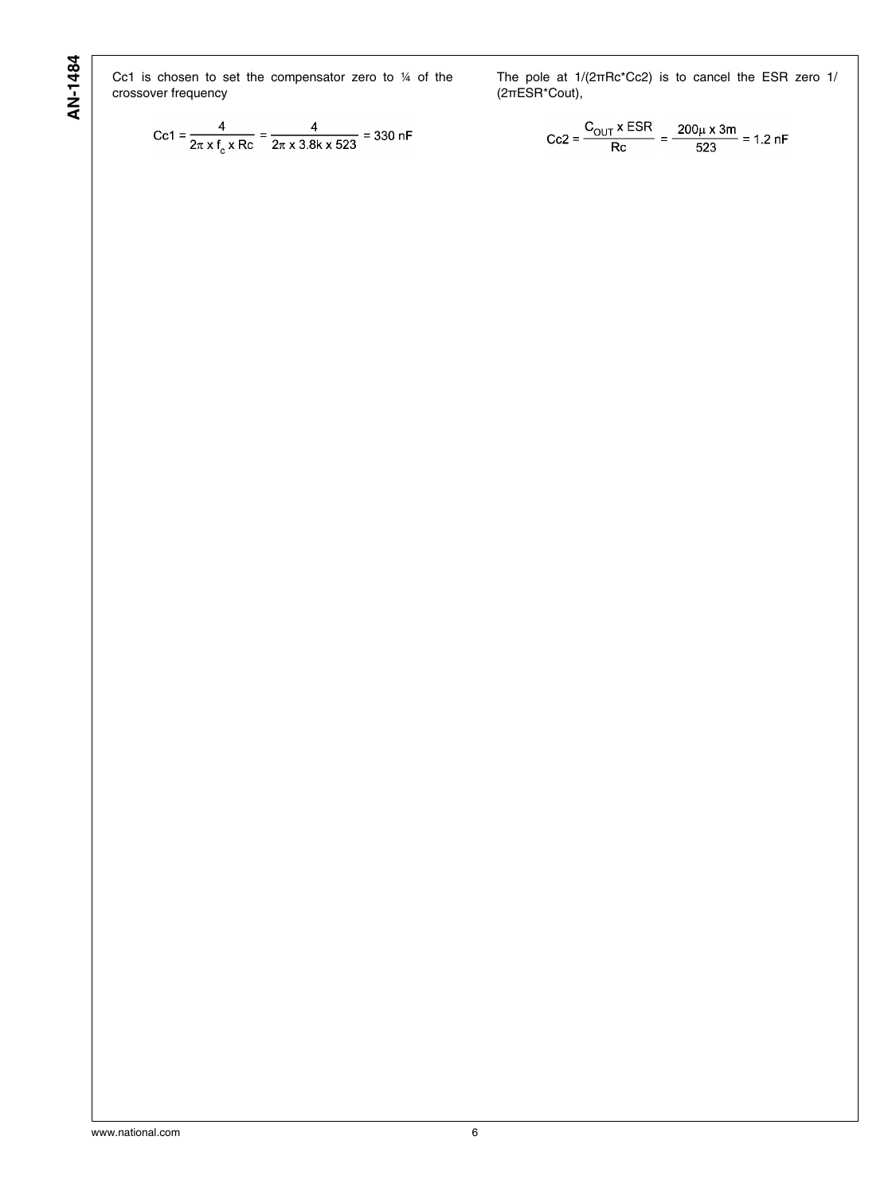Cc1 is chosen to set the compensator zero to ¼ of the crossover frequency

$$Cc1 = \frac{4}{2\pi \times f_c \times Rc} = \frac{4}{2\pi \times 3.8k \times 523} = 330 \text{ nF}$$

The pole at $1/(2\pi Rc{*}Cc2)$ is to cancel the ESR zero $1/(2\pi ESR{*}Cout)$,

$$Cc2 = \frac{C_{OUT} \times ESR}{Rc} = \frac{200\mu \times 3m}{523} = 1.2 \text{ nF}$$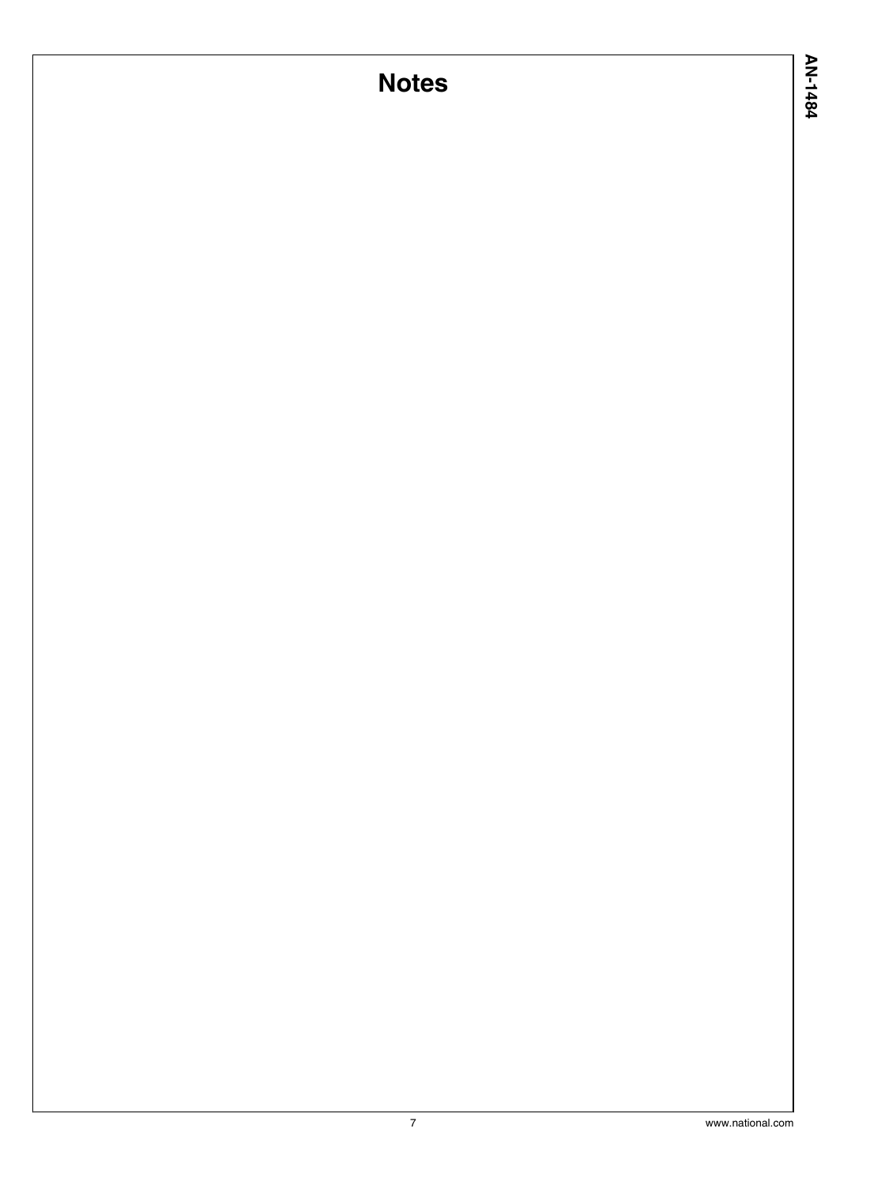# Notes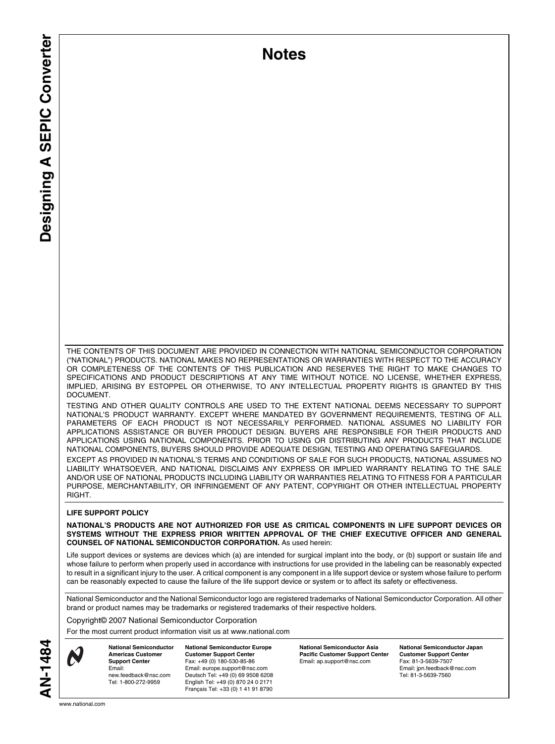# Notes

THE CONTENTS OF THIS DOCUMENT ARE PROVIDED IN CONNECTION WITH NATIONAL SEMICONDUCTOR CORPORATION ("NATIONAL") PRODUCTS. NATIONAL MAKES NO REPRESENTATIONS OR WARRANTIES WITH RESPECT TO THE ACCURACY OR COMPLETENESS OF THE CONTENTS OF THIS PUBLICATION AND RESERVES THE RIGHT TO MAKE CHANGES TO SPECIFICATIONS AND PRODUCT DESCRIPTIONS AT ANY TIME WITHOUT NOTICE. NO LICENSE, WHETHER EXPRESS, IMPLIED, ARISING BY ESTOPPEL OR OTHERWISE, TO ANY INTELLECTUAL PROPERTY RIGHTS IS GRANTED BY THIS DOCUMENT.

TESTING AND OTHER QUALITY CONTROLS ARE USED TO THE EXTENT NATIONAL DEEMS NECESSARY TO SUPPORT NATIONAL'S PRODUCT WARRANTY. EXCEPT WHERE MANDATED BY GOVERNMENT REQUIREMENTS, TESTING OF ALL PARAMETERS OF EACH PRODUCT IS NOT NECESSARILY PERFORMED. NATIONAL ASSUMES NO LIABILITY FOR APPLICATIONS ASSISTANCE OR BUYER PRODUCT DESIGN. BUYERS ARE RESPONSIBLE FOR THEIR PRODUCTS AND APPLICATIONS USING NATIONAL COMPONENTS. PRIOR TO USING OR DISTRIBUTING ANY PRODUCTS THAT INCLUDE NATIONAL COMPONENTS, BUYERS SHOULD PROVIDE ADEQUATE DESIGN, TESTING AND OPERATING SAFEGUARDS.

EXCEPT AS PROVIDED IN NATIONAL'S TERMS AND CONDITIONS OF SALE FOR SUCH PRODUCTS, NATIONAL ASSUMES NO LIABILITY WHATSOEVER, AND NATIONAL DISCLAIMS ANY EXPRESS OR IMPLIED WARRANTY RELATING TO THE SALE AND/OR USE OF NATIONAL PRODUCTS INCLUDING LIABILITY OR WARRANTIES RELATING TO FITNESS FOR A PARTICULAR PURPOSE, MERCHANTABILITY, OR INFRINGEMENT OF ANY PATENT, COPYRIGHT OR OTHER INTELLECTUAL PROPERTY RIGHT.

**LIFE SUPPORT POLICY**

**NATIONAL'S PRODUCTS ARE NOT AUTHORIZED FOR USE AS CRITICAL COMPONENTS IN LIFE SUPPORT DEVICES OR SYSTEMS WITHOUT THE EXPRESS PRIOR WRITTEN APPROVAL OF THE CHIEF EXECUTIVE OFFICER AND GENERAL COUNSEL OF NATIONAL SEMICONDUCTOR CORPORATION.** As used herein:

Life support devices or systems are devices which (a) are intended for surgical implant into the body, or (b) support or sustain life and whose failure to perform when properly used in accordance with instructions for use provided in the labeling can be reasonably expected to result in a significant injury to the user. A critical component is any component in a life support device or system whose failure to perform can be reasonably expected to cause the failure of the life support device or system or to affect its safety or effectiveness.

National Semiconductor and the National Semiconductor logo are registered trademarks of National Semiconductor Corporation. All other brand or product names may be trademarks or registered trademarks of their respective holders.

Copyright© 2007 National Semiconductor Corporation

For the most current product information visit us at www.national.com

**National Semiconductor Americas Customer Support Center**
Email: new.feedback@nsc.com
Tel: 1-800-272-9959

**National Semiconductor Europe Customer Support Center**
Fax: +49 (0) 180-530-85-86
Email: europe.support@nsc.com
Deutsch Tel: +49 (0) 69 9508 6208
English Tel: +49 (0) 870 24 0 2171
Français Tel: +33 (0) 1 41 91 8790

**National Semiconductor Asia Pacific Customer Support Center**
Email: ap.support@nsc.com

**National Semiconductor Japan Customer Support Center**
Fax: 81-3-5639-7507
Email: jpn.feedback@nsc.com
Tel: 81-3-5639-7560